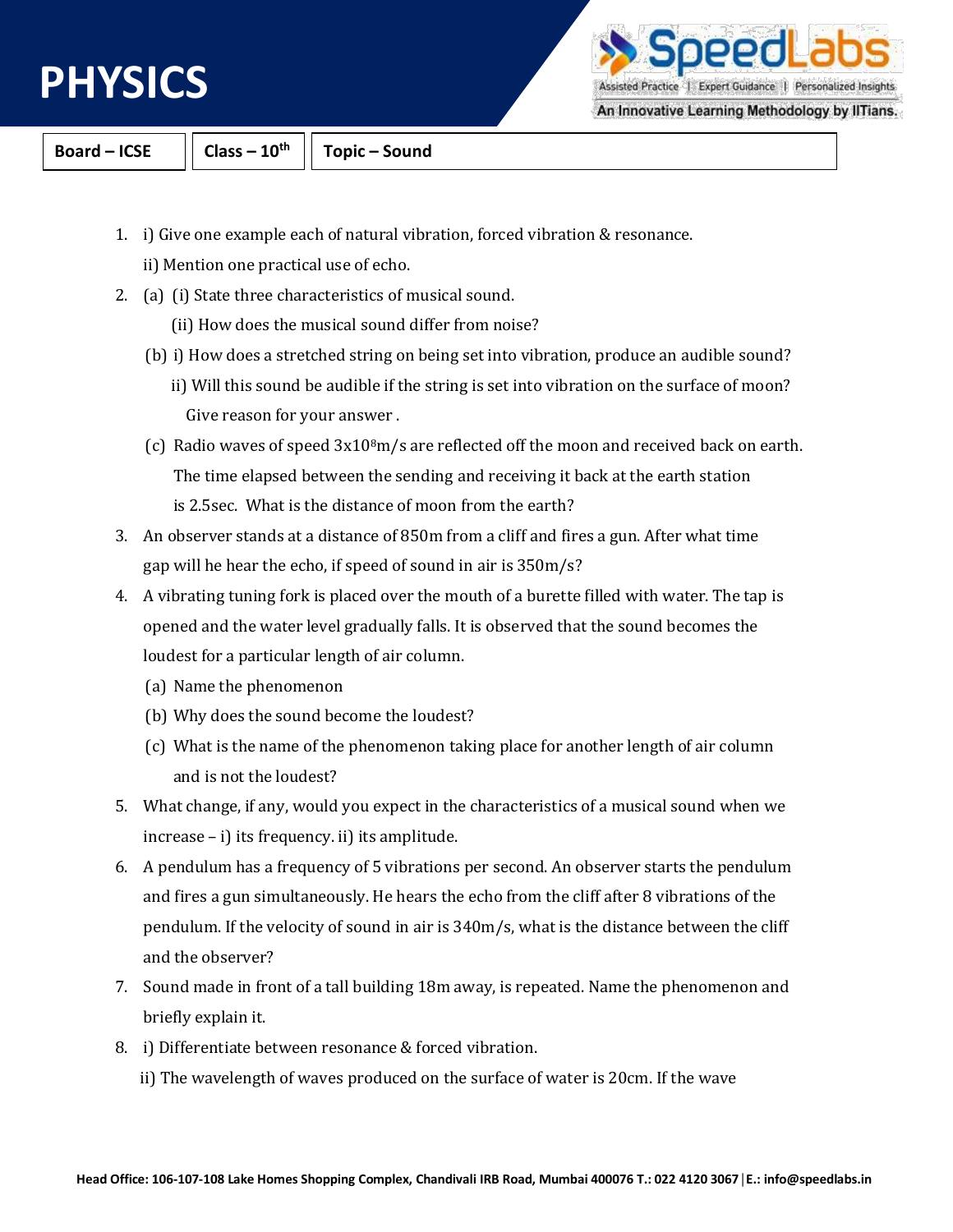# PHYSICS

| Board – ICSE | Class – $10^{th}$ | Topic – Sound |
|---|---|---|

1. i) Give one example each of natural vibration, forced vibration & resonance.

   ii) Mention one practical use of echo.

2. (a) (i) State three characteristics of musical sound.

   (ii) How does the musical sound differ from noise?

   (b) i) How does a stretched string on being set into vibration, produce an audible sound?

   ii) Will this sound be audible if the string is set into vibration on the surface of moon? Give reason for your answer .

   (c) Radio waves of speed $3 \times 10^8$ m/s are reflected off the moon and received back on earth. The time elapsed between the sending and receiving it back at the earth station is 2.5sec. What is the distance of moon from the earth?

3. An observer stands at a distance of 850m from a cliff and fires a gun. After what time gap will he hear the echo, if speed of sound in air is 350m/s?

4. A vibrating tuning fork is placed over the mouth of a burette filled with water. The tap is opened and the water level gradually falls. It is observed that the sound becomes the loudest for a particular length of air column.

   (a) Name the phenomenon

   (b) Why does the sound become the loudest?

   (c) What is the name of the phenomenon taking place for another length of air column and is not the loudest?

5. What change, if any, would you expect in the characteristics of a musical sound when we increase – i) its frequency. ii) its amplitude.

6. A pendulum has a frequency of 5 vibrations per second. An observer starts the pendulum and fires a gun simultaneously. He hears the echo from the cliff after 8 vibrations of the pendulum. If the velocity of sound in air is 340m/s, what is the distance between the cliff and the observer?

7. Sound made in front of a tall building 18m away, is repeated. Name the phenomenon and briefly explain it.

8. i) Differentiate between resonance & forced vibration.

   ii) The wavelength of waves produced on the surface of water is 20cm. If the wave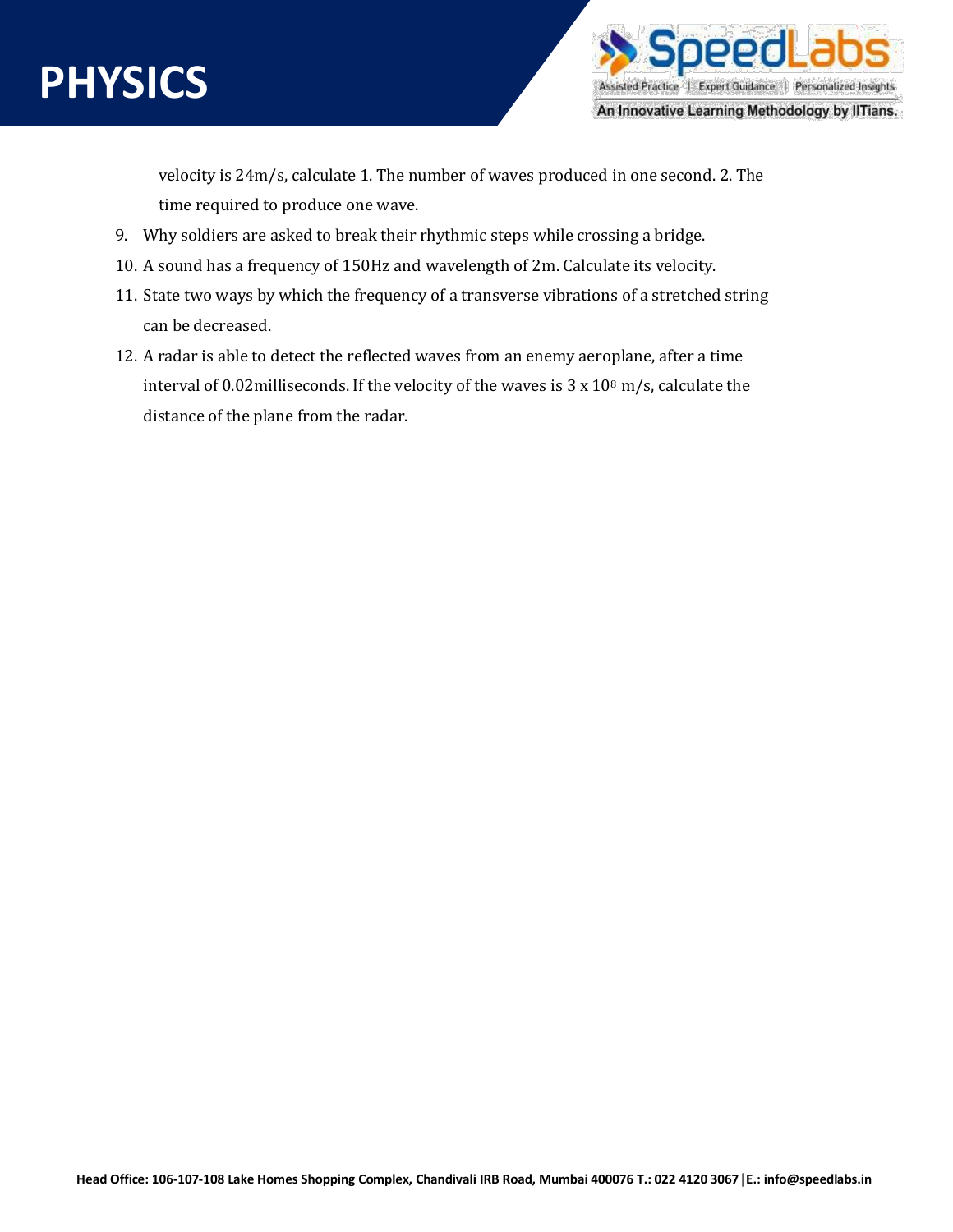velocity is 24m/s, calculate 1. The number of waves produced in one second. 2. The time required to produce one wave.

9. Why soldiers are asked to break their rhythmic steps while crossing a bridge.
10. A sound has a frequency of 150Hz and wavelength of 2m. Calculate its velocity.
11. State two ways by which the frequency of a transverse vibrations of a stretched string can be decreased.
12. A radar is able to detect the reflected waves from an enemy aeroplane, after a time interval of 0.02milliseconds. If the velocity of the waves is $3 \times 10^8$ m/s, calculate the distance of the plane from the radar.